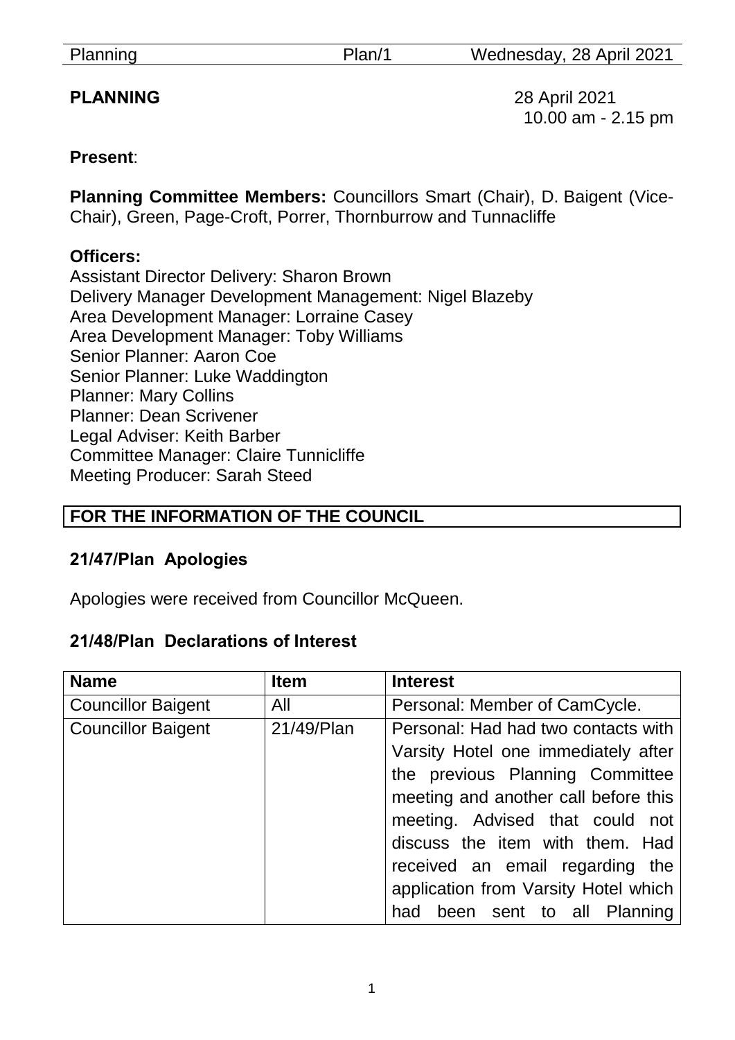**PLANNING** 28 April 2021
10.00 am - 2.15 pm

**Present**:

**Planning Committee Members:** Councillors Smart (Chair), D. Baigent (Vice-Chair), Green, Page-Croft, Porrer, Thornburrow and Tunnacliffe

**Officers:**
Assistant Director Delivery: Sharon Brown
Delivery Manager Development Management: Nigel Blazeby
Area Development Manager: Lorraine Casey
Area Development Manager: Toby Williams
Senior Planner: Aaron Coe
Senior Planner: Luke Waddington
Planner: Mary Collins
Planner: Dean Scrivener
Legal Adviser: Keith Barber
Committee Manager: Claire Tunnicliffe
Meeting Producer: Sarah Steed

**FOR THE INFORMATION OF THE COUNCIL**

## 21/47/Plan Apologies

Apologies were received from Councillor McQueen.

## 21/48/Plan Declarations of Interest

| Name | Item | Interest |
|---|---|---|
| Councillor Baigent | All | Personal: Member of CamCycle. |
| Councillor Baigent | 21/49/Plan | Personal: Had had two contacts with Varsity Hotel one immediately after the previous Planning Committee meeting and another call before this meeting. Advised that could not discuss the item with them. Had received an email regarding the application from Varsity Hotel which had been sent to all Planning |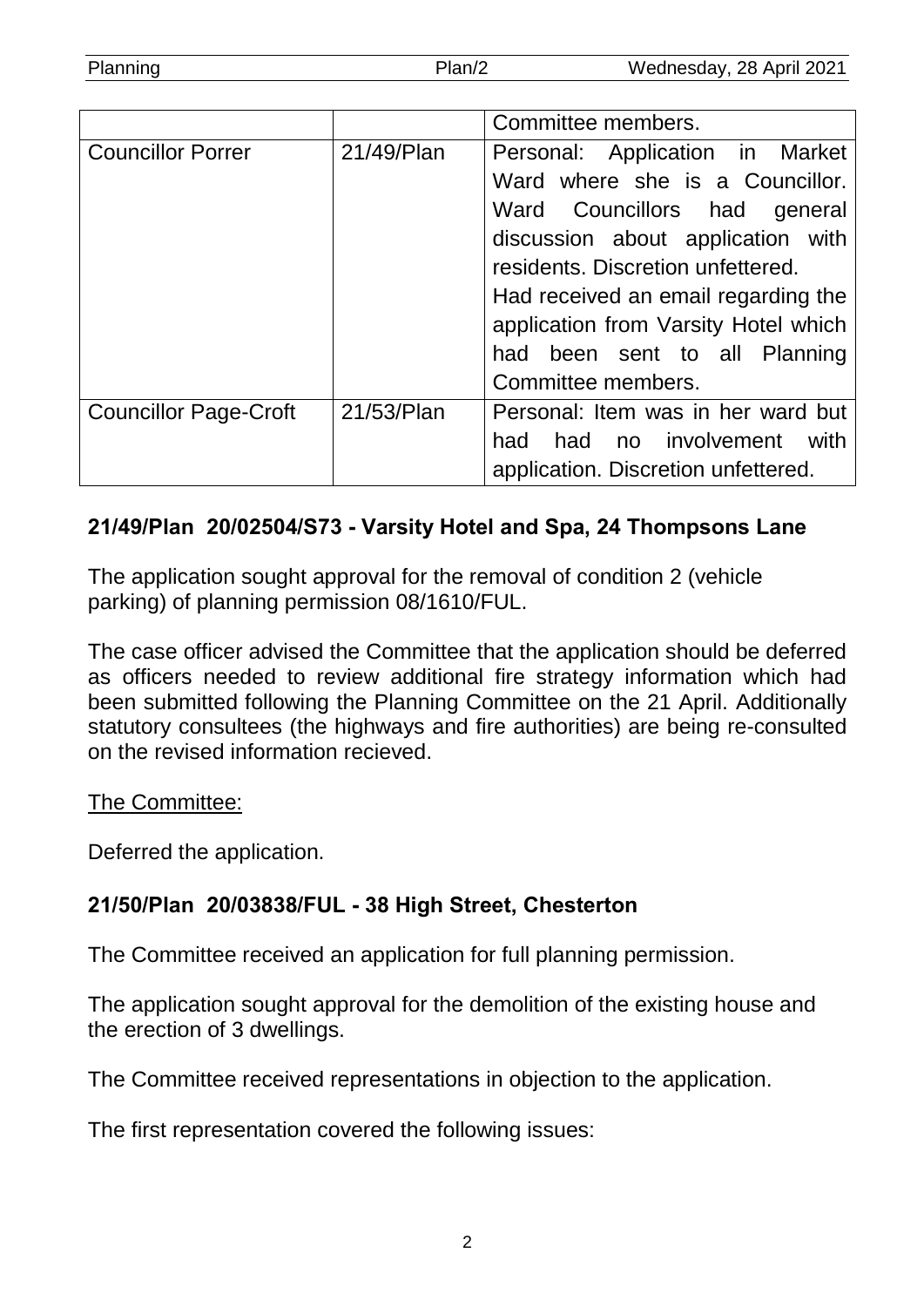| | | Committee members. |
|---|---|---|
| Councillor Porrer | 21/49/Plan | Personal: Application in Market Ward where she is a Councillor. Ward Councillors had general discussion about application with residents. Discretion unfettered. Had received an email regarding the application from Varsity Hotel which had been sent to all Planning Committee members. |
| Councillor Page-Croft | 21/53/Plan | Personal: Item was in her ward but had had no involvement with application. Discretion unfettered. |

**21/49/Plan 20/02504/S73 - Varsity Hotel and Spa, 24 Thompsons Lane**

The application sought approval for the removal of condition 2 (vehicle parking) of planning permission 08/1610/FUL.

The case officer advised the Committee that the application should be deferred as officers needed to review additional fire strategy information which had been submitted following the Planning Committee on the 21 April. Additionally statutory consultees (the highways and fire authorities) are being re-consulted on the revised information recieved.

The Committee:

Deferred the application.

**21/50/Plan 20/03838/FUL - 38 High Street, Chesterton**

The Committee received an application for full planning permission.

The application sought approval for the demolition of the existing house and the erection of 3 dwellings.

The Committee received representations in objection to the application.

The first representation covered the following issues: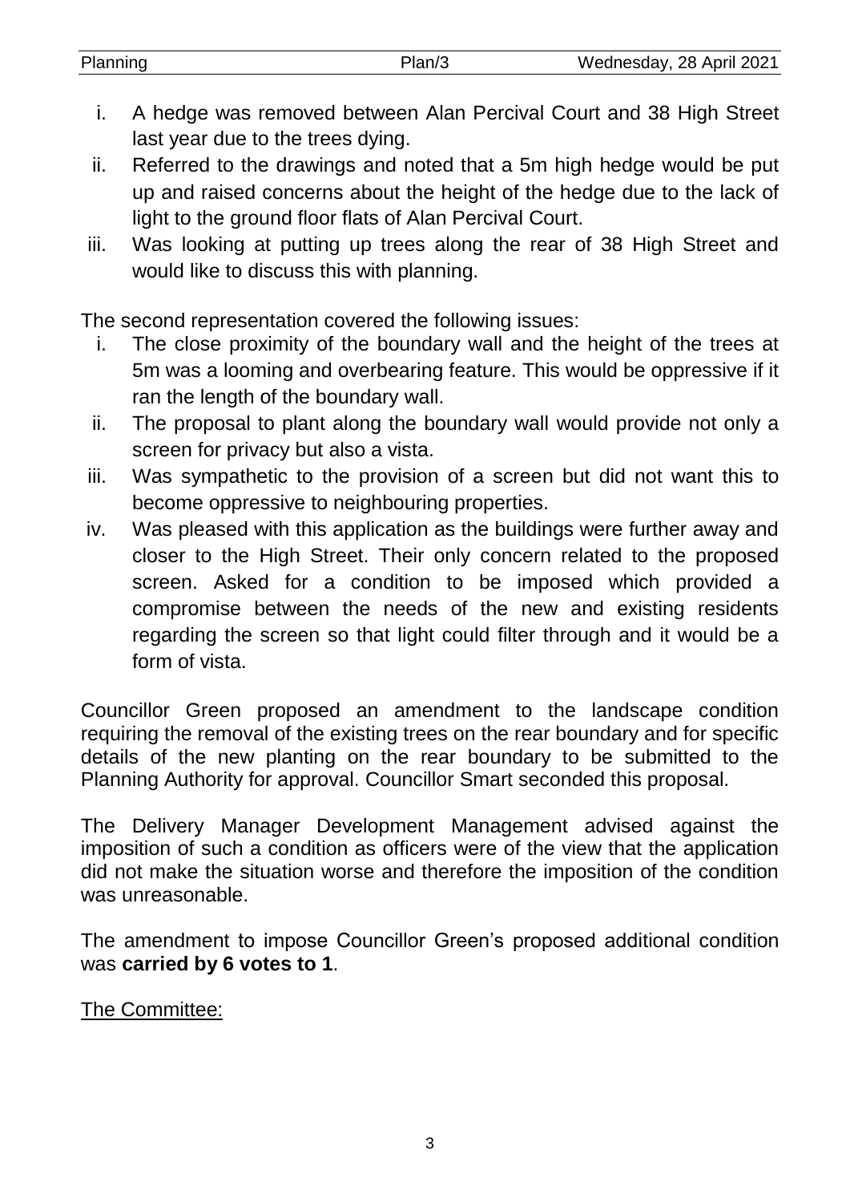i. A hedge was removed between Alan Percival Court and 38 High Street last year due to the trees dying.
ii. Referred to the drawings and noted that a 5m high hedge would be put up and raised concerns about the height of the hedge due to the lack of light to the ground floor flats of Alan Percival Court.
iii. Was looking at putting up trees along the rear of 38 High Street and would like to discuss this with planning.

The second representation covered the following issues:

i. The close proximity of the boundary wall and the height of the trees at 5m was a looming and overbearing feature. This would be oppressive if it ran the length of the boundary wall.
ii. The proposal to plant along the boundary wall would provide not only a screen for privacy but also a vista.
iii. Was sympathetic to the provision of a screen but did not want this to become oppressive to neighbouring properties.
iv. Was pleased with this application as the buildings were further away and closer to the High Street. Their only concern related to the proposed screen. Asked for a condition to be imposed which provided a compromise between the needs of the new and existing residents regarding the screen so that light could filter through and it would be a form of vista.

Councillor Green proposed an amendment to the landscape condition requiring the removal of the existing trees on the rear boundary and for specific details of the new planting on the rear boundary to be submitted to the Planning Authority for approval. Councillor Smart seconded this proposal.

The Delivery Manager Development Management advised against the imposition of such a condition as officers were of the view that the application did not make the situation worse and therefore the imposition of the condition was unreasonable.

The amendment to impose Councillor Green's proposed additional condition was **carried by 6 votes to 1**.

The Committee: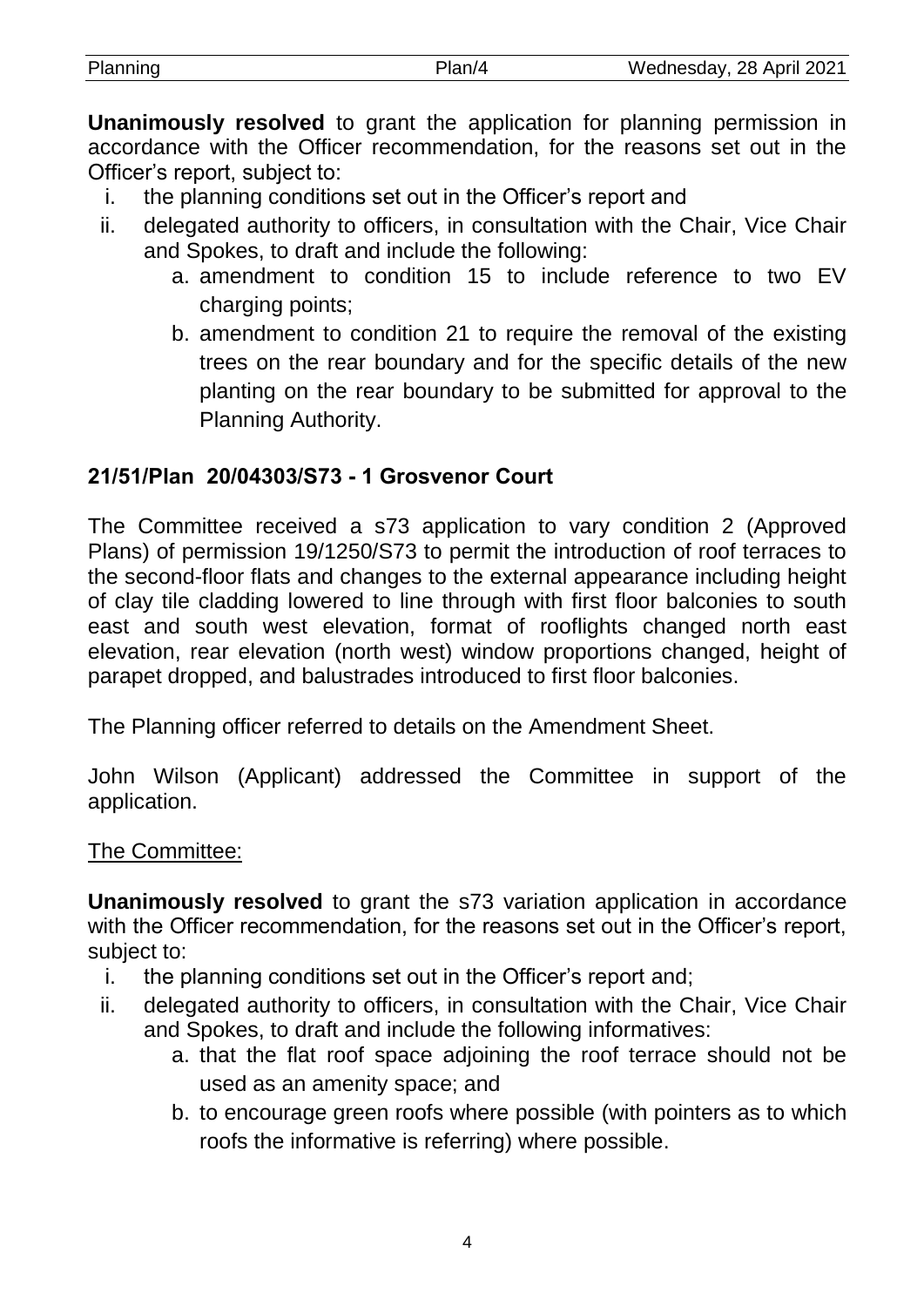**Unanimously resolved** to grant the application for planning permission in accordance with the Officer recommendation, for the reasons set out in the Officer's report, subject to:

i. the planning conditions set out in the Officer's report and
ii. delegated authority to officers, in consultation with the Chair, Vice Chair and Spokes, to draft and include the following:
    a. amendment to condition 15 to include reference to two EV charging points;
    b. amendment to condition 21 to require the removal of the existing trees on the rear boundary and for the specific details of the new planting on the rear boundary to be submitted for approval to the Planning Authority.

## 21/51/Plan 20/04303/S73 - 1 Grosvenor Court

The Committee received a s73 application to vary condition 2 (Approved Plans) of permission 19/1250/S73 to permit the introduction of roof terraces to the second-floor flats and changes to the external appearance including height of clay tile cladding lowered to line through with first floor balconies to south east and south west elevation, format of rooflights changed north east elevation, rear elevation (north west) window proportions changed, height of parapet dropped, and balustrades introduced to first floor balconies.

The Planning officer referred to details on the Amendment Sheet.

John Wilson (Applicant) addressed the Committee in support of the application.

The Committee:

**Unanimously resolved** to grant the s73 variation application in accordance with the Officer recommendation, for the reasons set out in the Officer's report, subject to:

i. the planning conditions set out in the Officer's report and;
ii. delegated authority to officers, in consultation with the Chair, Vice Chair and Spokes, to draft and include the following informatives:
    a. that the flat roof space adjoining the roof terrace should not be used as an amenity space; and
    b. to encourage green roofs where possible (with pointers as to which roofs the informative is referring) where possible.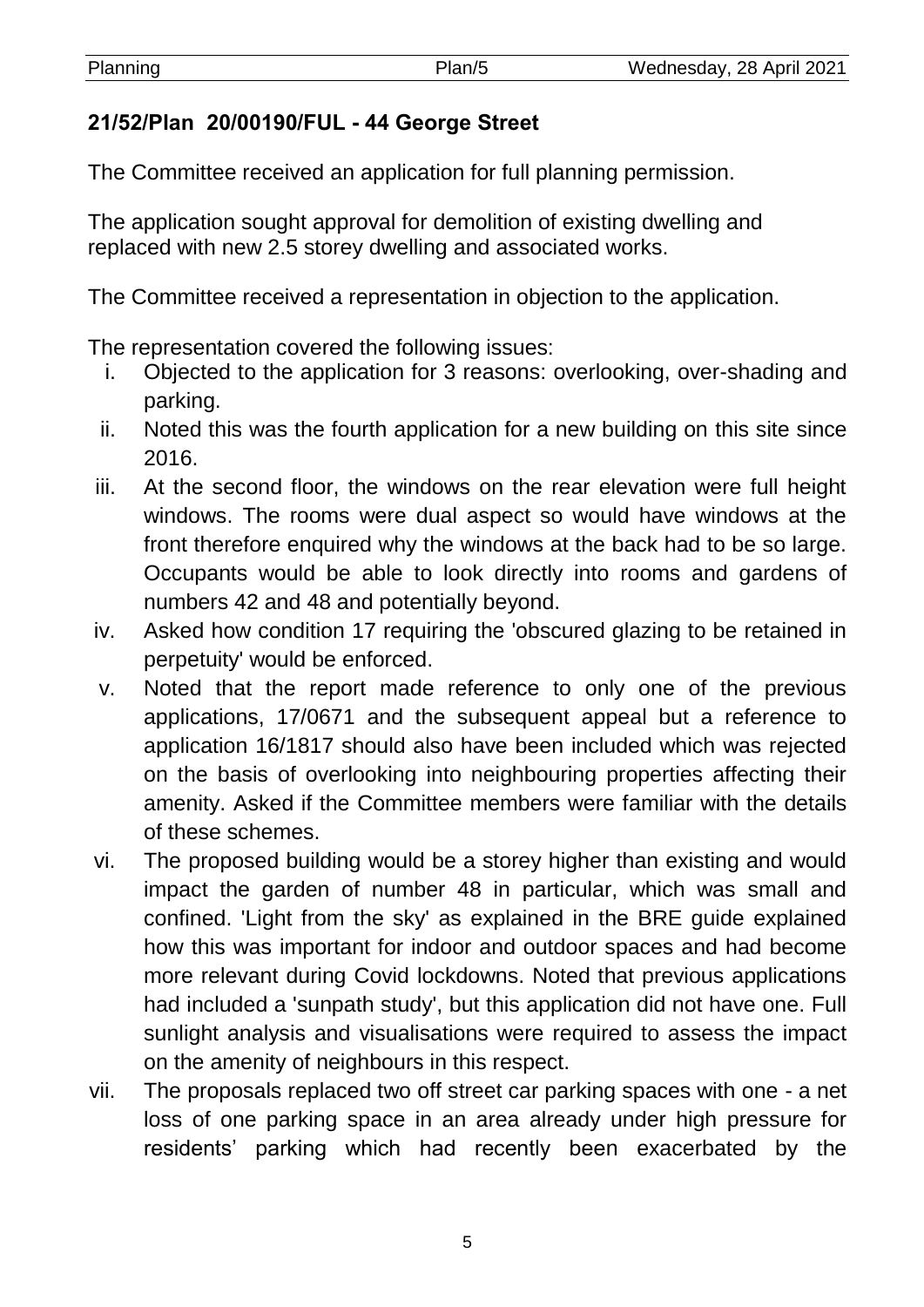## 21/52/Plan 20/00190/FUL - 44 George Street

The Committee received an application for full planning permission.

The application sought approval for demolition of existing dwelling and replaced with new 2.5 storey dwelling and associated works.

The Committee received a representation in objection to the application.

The representation covered the following issues:

i. Objected to the application for 3 reasons: overlooking, over-shading and parking.
ii. Noted this was the fourth application for a new building on this site since 2016.
iii. At the second floor, the windows on the rear elevation were full height windows. The rooms were dual aspect so would have windows at the front therefore enquired why the windows at the back had to be so large. Occupants would be able to look directly into rooms and gardens of numbers 42 and 48 and potentially beyond.
iv. Asked how condition 17 requiring the 'obscured glazing to be retained in perpetuity' would be enforced.
v. Noted that the report made reference to only one of the previous applications, 17/0671 and the subsequent appeal but a reference to application 16/1817 should also have been included which was rejected on the basis of overlooking into neighbouring properties affecting their amenity. Asked if the Committee members were familiar with the details of these schemes.
vi. The proposed building would be a storey higher than existing and would impact the garden of number 48 in particular, which was small and confined. 'Light from the sky' as explained in the BRE guide explained how this was important for indoor and outdoor spaces and had become more relevant during Covid lockdowns. Noted that previous applications had included a 'sunpath study', but this application did not have one. Full sunlight analysis and visualisations were required to assess the impact on the amenity of neighbours in this respect.
vii. The proposals replaced two off street car parking spaces with one - a net loss of one parking space in an area already under high pressure for residents' parking which had recently been exacerbated by the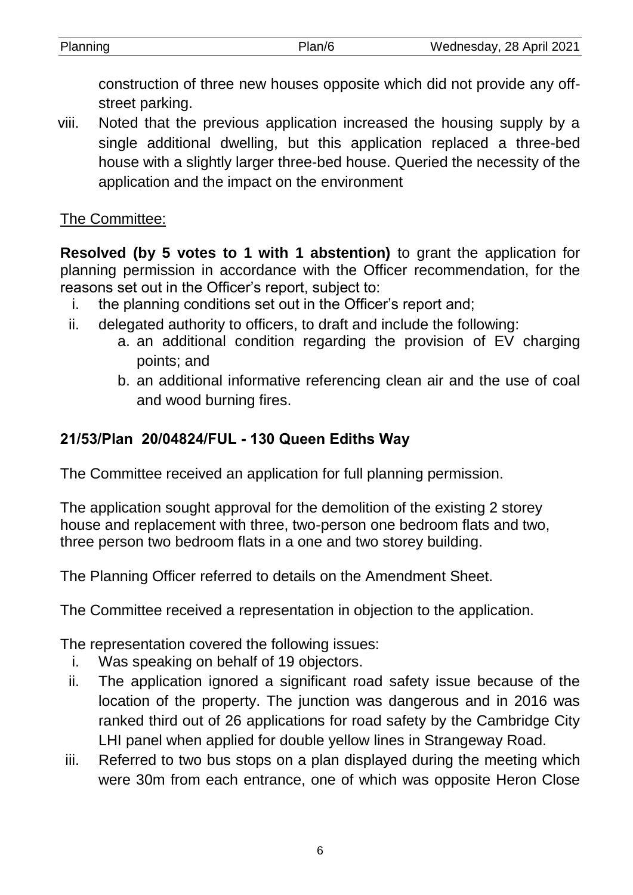construction of three new houses opposite which did not provide any off-street parking.

viii. Noted that the previous application increased the housing supply by a single additional dwelling, but this application replaced a three-bed house with a slightly larger three-bed house. Queried the necessity of the application and the impact on the environment

The Committee:

**Resolved (by 5 votes to 1 with 1 abstention)** to grant the application for planning permission in accordance with the Officer recommendation, for the reasons set out in the Officer's report, subject to:

i. the planning conditions set out in the Officer's report and;
ii. delegated authority to officers, to draft and include the following:
    a. an additional condition regarding the provision of EV charging points; and
    b. an additional informative referencing clean air and the use of coal and wood burning fires.

## 21/53/Plan 20/04824/FUL - 130 Queen Ediths Way

The Committee received an application for full planning permission.

The application sought approval for the demolition of the existing 2 storey house and replacement with three, two-person one bedroom flats and two, three person two bedroom flats in a one and two storey building.

The Planning Officer referred to details on the Amendment Sheet.

The Committee received a representation in objection to the application.

The representation covered the following issues:

i. Was speaking on behalf of 19 objectors.
ii. The application ignored a significant road safety issue because of the location of the property. The junction was dangerous and in 2016 was ranked third out of 26 applications for road safety by the Cambridge City LHI panel when applied for double yellow lines in Strangeway Road.
iii. Referred to two bus stops on a plan displayed during the meeting which were 30m from each entrance, one of which was opposite Heron Close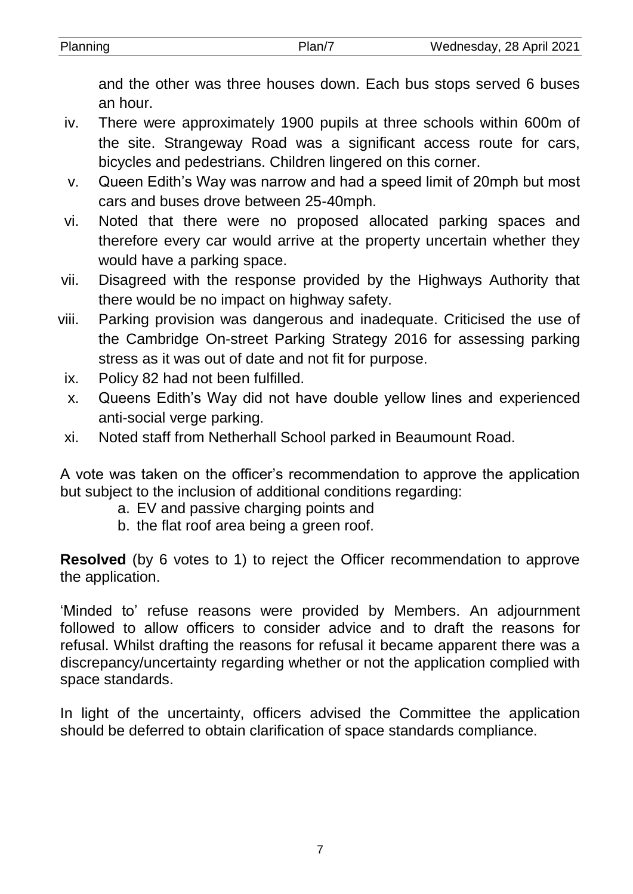and the other was three houses down. Each bus stops served 6 buses an hour.

iv. There were approximately 1900 pupils at three schools within 600m of the site. Strangeway Road was a significant access route for cars, bicycles and pedestrians. Children lingered on this corner.

v. Queen Edith's Way was narrow and had a speed limit of 20mph but most cars and buses drove between 25-40mph.

vi. Noted that there were no proposed allocated parking spaces and therefore every car would arrive at the property uncertain whether they would have a parking space.

vii. Disagreed with the response provided by the Highways Authority that there would be no impact on highway safety.

viii. Parking provision was dangerous and inadequate. Criticised the use of the Cambridge On-street Parking Strategy 2016 for assessing parking stress as it was out of date and not fit for purpose.

ix. Policy 82 had not been fulfilled.

x. Queens Edith's Way did not have double yellow lines and experienced anti-social verge parking.

xi. Noted staff from Netherhall School parked in Beaumount Road.

A vote was taken on the officer's recommendation to approve the application but subject to the inclusion of additional conditions regarding:

a. EV and passive charging points and
b. the flat roof area being a green roof.

**Resolved** (by 6 votes to 1) to reject the Officer recommendation to approve the application.

'Minded to' refuse reasons were provided by Members. An adjournment followed to allow officers to consider advice and to draft the reasons for refusal. Whilst drafting the reasons for refusal it became apparent there was a discrepancy/uncertainty regarding whether or not the application complied with space standards.

In light of the uncertainty, officers advised the Committee the application should be deferred to obtain clarification of space standards compliance.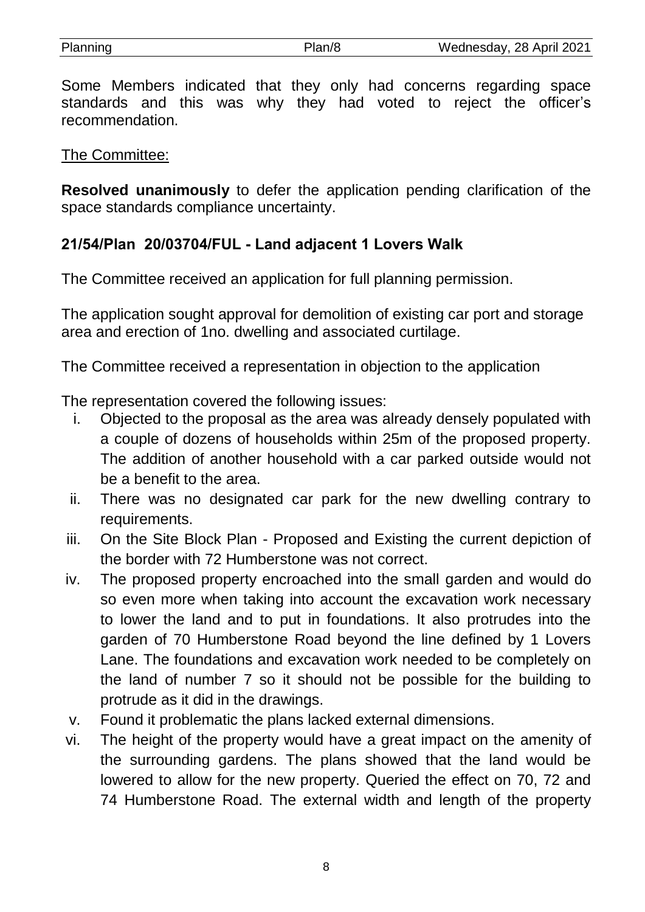Some Members indicated that they only had concerns regarding space standards and this was why they had voted to reject the officer's recommendation.

The Committee:

**Resolved unanimously** to defer the application pending clarification of the space standards compliance uncertainty.

### 21/54/Plan 20/03704/FUL - Land adjacent 1 Lovers Walk

The Committee received an application for full planning permission.

The application sought approval for demolition of existing car port and storage area and erection of 1no. dwelling and associated curtilage.

The Committee received a representation in objection to the application

The representation covered the following issues:

i. Objected to the proposal as the area was already densely populated with a couple of dozens of households within 25m of the proposed property. The addition of another household with a car parked outside would not be a benefit to the area.
ii. There was no designated car park for the new dwelling contrary to requirements.
iii. On the Site Block Plan - Proposed and Existing the current depiction of the border with 72 Humberstone was not correct.
iv. The proposed property encroached into the small garden and would do so even more when taking into account the excavation work necessary to lower the land and to put in foundations. It also protrudes into the garden of 70 Humberstone Road beyond the line defined by 1 Lovers Lane. The foundations and excavation work needed to be completely on the land of number 7 so it should not be possible for the building to protrude as it did in the drawings.
v. Found it problematic the plans lacked external dimensions.
vi. The height of the property would have a great impact on the amenity of the surrounding gardens. The plans showed that the land would be lowered to allow for the new property. Queried the effect on 70, 72 and 74 Humberstone Road. The external width and length of the property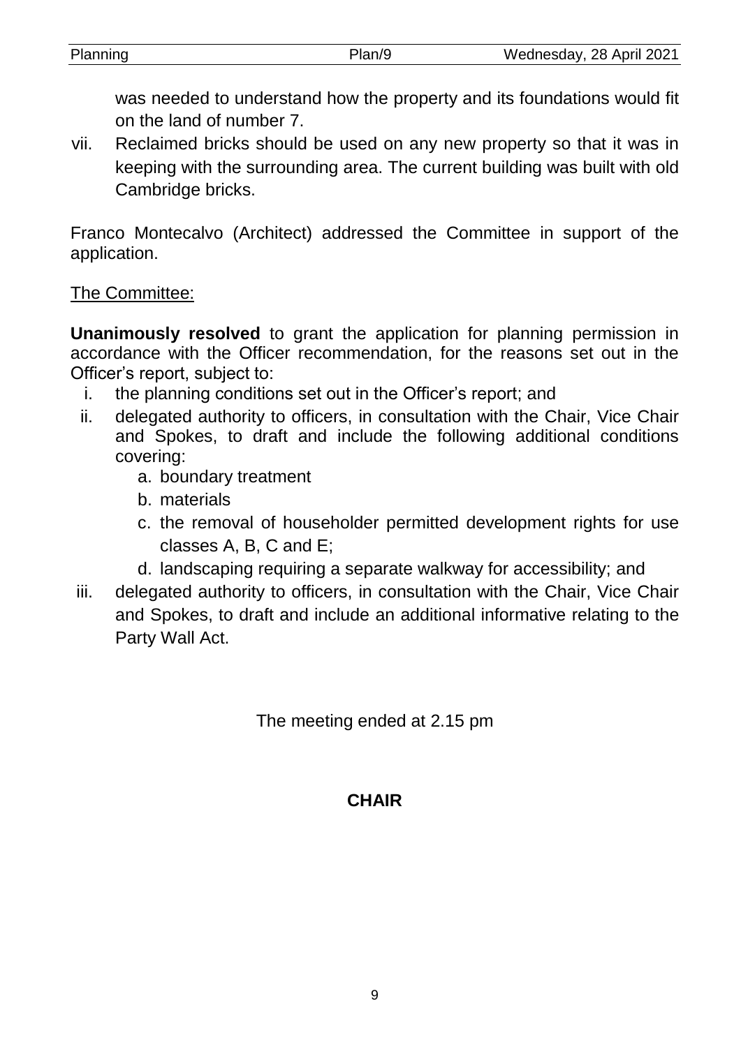was needed to understand how the property and its foundations would fit on the land of number 7.

vii. Reclaimed bricks should be used on any new property so that it was in keeping with the surrounding area. The current building was built with old Cambridge bricks.

Franco Montecalvo (Architect) addressed the Committee in support of the application.

The Committee:

**Unanimously resolved** to grant the application for planning permission in accordance with the Officer recommendation, for the reasons set out in the Officer's report, subject to:

i. the planning conditions set out in the Officer's report; and
ii. delegated authority to officers, in consultation with the Chair, Vice Chair and Spokes, to draft and include the following additional conditions covering:
   a. boundary treatment
   b. materials
   c. the removal of householder permitted development rights for use classes A, B, C and E;
   d. landscaping requiring a separate walkway for accessibility; and
iii. delegated authority to officers, in consultation with the Chair, Vice Chair and Spokes, to draft and include an additional informative relating to the Party Wall Act.

The meeting ended at 2.15 pm

**CHAIR**